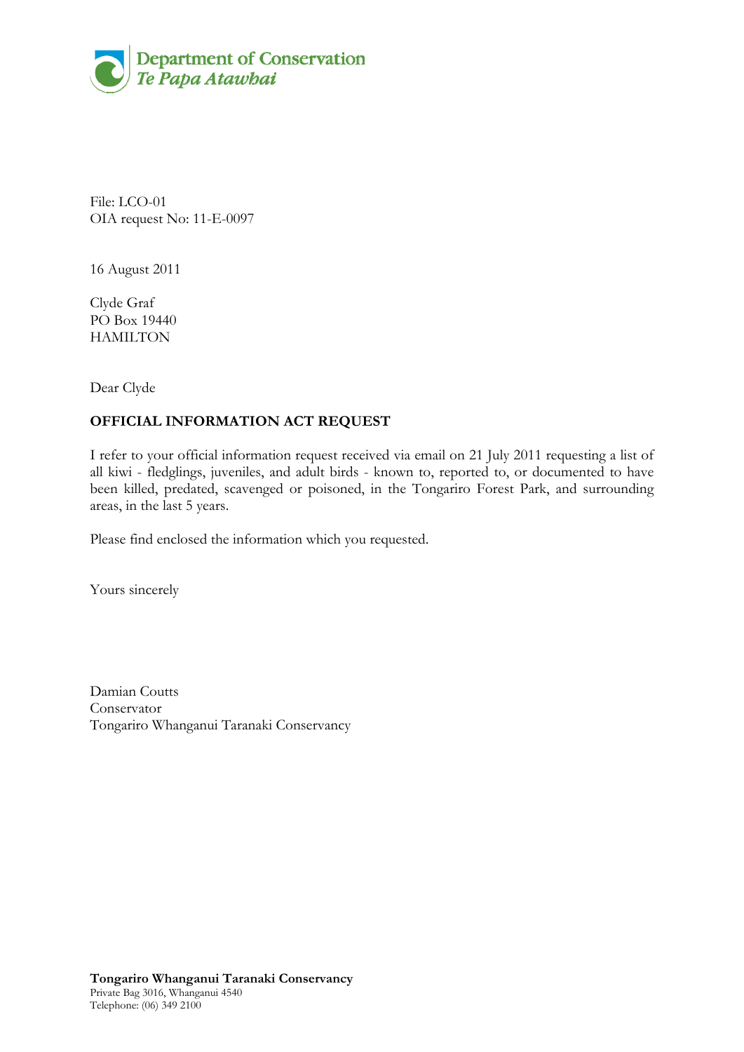Department of Conservation
*Te Papa Atawhai*

File: LCO-01
OIA request No: 11-E-0097

16 August 2011

Clyde Graf
PO Box 19440
HAMILTON

Dear Clyde

**OFFICIAL INFORMATION ACT REQUEST**

I refer to your official information request received via email on 21 July 2011 requesting a list of all kiwi - fledglings, juveniles, and adult birds - known to, reported to, or documented to have been killed, predated, scavenged or poisoned, in the Tongariro Forest Park, and surrounding areas, in the last 5 years.

Please find enclosed the information which you requested.

Yours sincerely

Damian Coutts
Conservator
Tongariro Whanganui Taranaki Conservancy

**Tongariro Whanganui Taranaki Conservancy**
Private Bag 3016, Whanganui 4540
Telephone: (06) 349 2100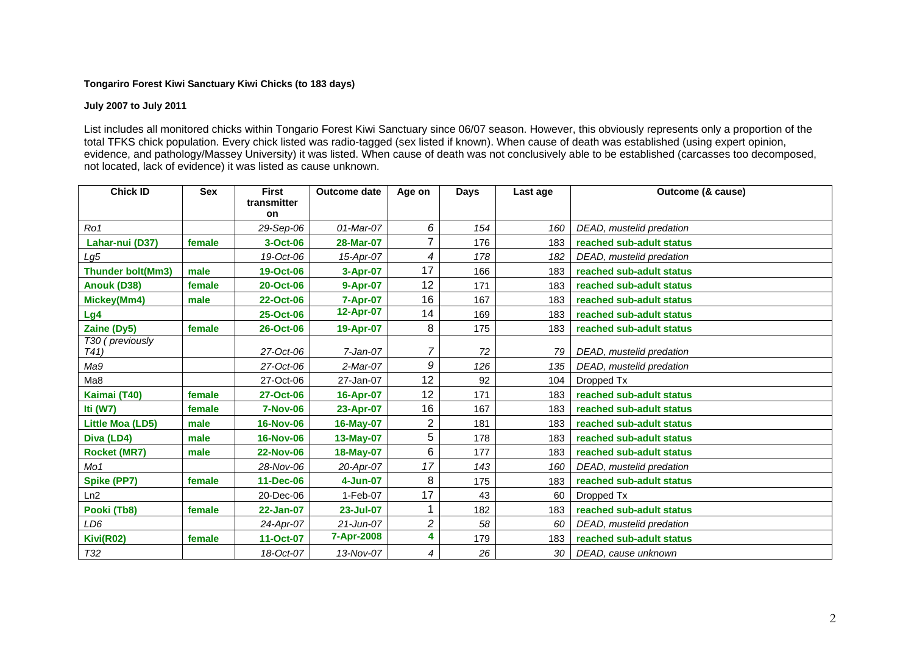**Tongariro Forest Kiwi Sanctuary Kiwi Chicks (to 183 days)**

**July 2007 to July 2011**

List includes all monitored chicks within Tongario Forest Kiwi Sanctuary since 06/07 season. However, this obviously represents only a proportion of the total TFKS chick population. Every chick listed was radio-tagged (sex listed if known). When cause of death was established (using expert opinion, evidence, and pathology/Massey University) it was listed. When cause of death was not conclusively able to be established (carcasses too decomposed, not located, lack of evidence) it was listed as cause unknown.

| Chick ID | Sex | First transmitter on | Outcome date | Age on | Days | Last age | Outcome (& cause) |
|---|---|---|---|---|---|---|---|
| *Ro1* | | *29-Sep-06* | *01-Mar-07* | *6* | *154* | *160* | *DEAD, mustelid predation* |
| **Lahar-nui (D37)** | **female** | **3-Oct-06** | **28-Mar-07** | 7 | 176 | 183 | **reached sub-adult status** |
| *Lg5* | | *19-Oct-06* | *15-Apr-07* | *4* | *178* | *182* | *DEAD, mustelid predation* |
| **Thunder bolt(Mm3)** | **male** | **19-Oct-06** | **3-Apr-07** | 17 | 166 | 183 | **reached sub-adult status** |
| **Anouk (D38)** | **female** | **20-Oct-06** | **9-Apr-07** | 12 | 171 | 183 | **reached sub-adult status** |
| **Mickey(Mm4)** | **male** | **22-Oct-06** | **7-Apr-07** | 16 | 167 | 183 | **reached sub-adult status** |
| **Lg4** | | **25-Oct-06** | **12-Apr-07** | 14 | 169 | 183 | **reached sub-adult status** |
| **Zaine (Dy5)** | **female** | **26-Oct-06** | **19-Apr-07** | 8 | 175 | 183 | **reached sub-adult status** |
| *T30 ( previously T41)* | | *27-Oct-06* | *7-Jan-07* | *7* | *72* | *79* | *DEAD, mustelid predation* |
| *Ma9* | | *27-Oct-06* | *2-Mar-07* | *9* | *126* | *135* | *DEAD, mustelid predation* |
| Ma8 | | 27-Oct-06 | 27-Jan-07 | 12 | 92 | 104 | Dropped Tx |
| **Kaimai (T40)** | **female** | **27-Oct-06** | **16-Apr-07** | 12 | 171 | 183 | **reached sub-adult status** |
| **Iti (W7)** | **female** | **7-Nov-06** | **23-Apr-07** | 16 | 167 | 183 | **reached sub-adult status** |
| **Little Moa (LD5)** | **male** | **16-Nov-06** | **16-May-07** | 2 | 181 | 183 | **reached sub-adult status** |
| **Diva (LD4)** | **male** | **16-Nov-06** | **13-May-07** | 5 | 178 | 183 | **reached sub-adult status** |
| **Rocket (MR7)** | **male** | **22-Nov-06** | **18-May-07** | 6 | 177 | 183 | **reached sub-adult status** |
| *Mo1* | | *28-Nov-06* | *20-Apr-07* | *17* | *143* | *160* | *DEAD, mustelid predation* |
| **Spike (PP7)** | **female** | **11-Dec-06** | **4-Jun-07** | 8 | 175 | 183 | **reached sub-adult status** |
| Ln2 | | 20-Dec-06 | 1-Feb-07 | 17 | 43 | 60 | Dropped Tx |
| **Pooki (Tb8)** | **female** | **22-Jan-07** | **23-Jul-07** | 1 | 182 | 183 | **reached sub-adult status** |
| *LD6* | | *24-Apr-07* | *21-Jun-07* | *2* | *58* | *60* | *DEAD, mustelid predation* |
| **Kivi(R02)** | **female** | **11-Oct-07** | **7-Apr-2008** | **4** | 179 | 183 | **reached sub-adult status** |
| *T32* | | *18-Oct-07* | *13-Nov-07* | *4* | *26* | *30* | *DEAD, cause unknown* |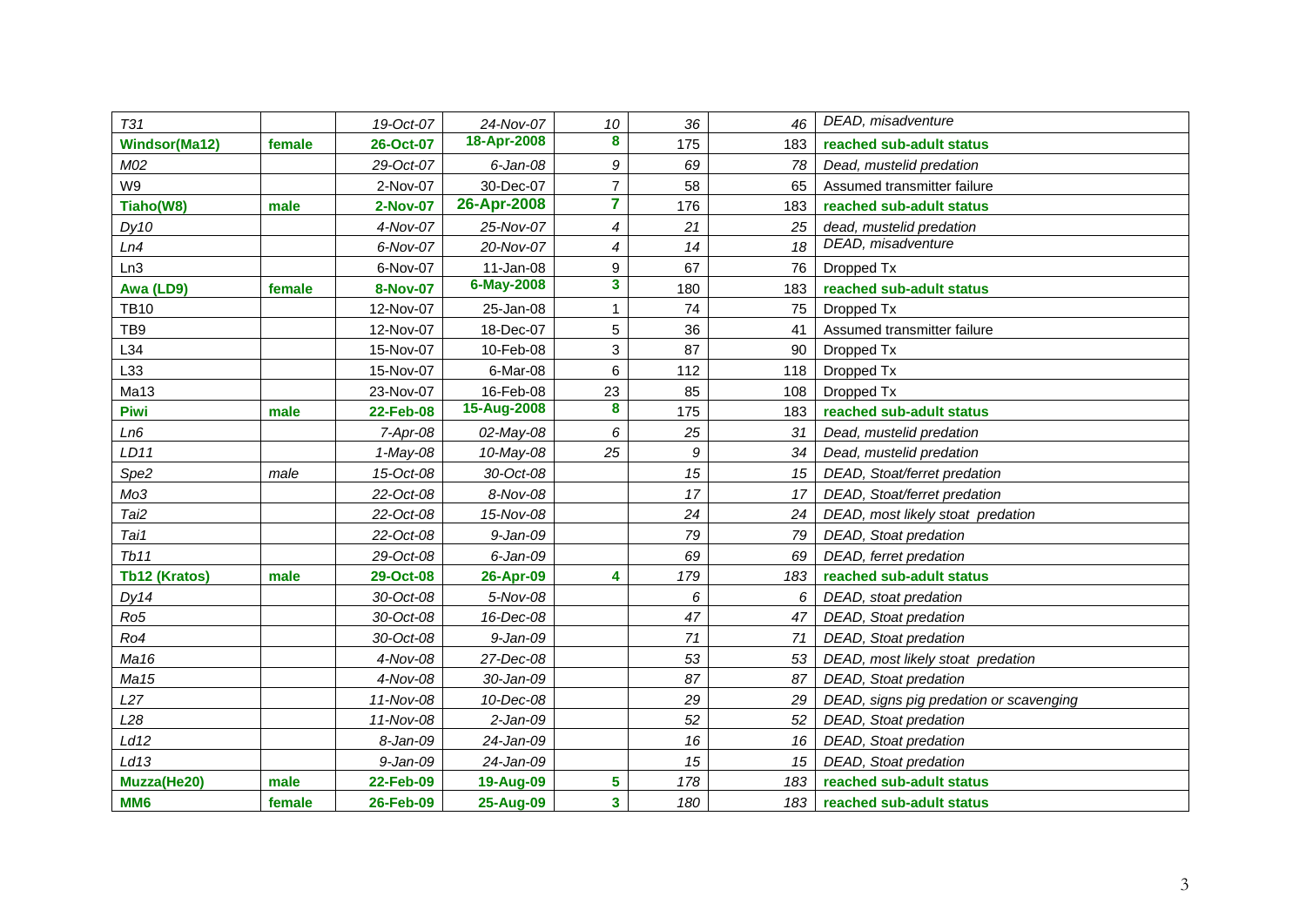| | | | | | | | |
|---|---|---|---|---|---|---|---|
| *T31* | | *19-Oct-07* | *24-Nov-07* | *10* | *36* | *46* | *DEAD, misadventure* |
| **Windsor(Ma12)** | **female** | **26-Oct-07** | **18-Apr-2008** | **8** | 175 | 183 | **reached sub-adult status** |
| *M02* | | *29-Oct-07* | *6-Jan-08* | *9* | *69* | *78* | *Dead, mustelid predation* |
| W9 | | 2-Nov-07 | 30-Dec-07 | 7 | 58 | 65 | Assumed transmitter failure |
| **Tiaho(W8)** | **male** | **2-Nov-07** | **26-Apr-2008** | **7** | 176 | 183 | **reached sub-adult status** |
| *Dy10* | | *4-Nov-07* | *25-Nov-07* | *4* | *21* | *25* | *dead, mustelid predation* |
| *Ln4* | | *6-Nov-07* | *20-Nov-07* | *4* | *14* | *18* | *DEAD, misadventure* |
| Ln3 | | 6-Nov-07 | 11-Jan-08 | 9 | 67 | 76 | Dropped Tx |
| **Awa (LD9)** | **female** | **8-Nov-07** | **6-May-2008** | **3** | 180 | 183 | **reached sub-adult status** |
| TB10 | | 12-Nov-07 | 25-Jan-08 | 1 | 74 | 75 | Dropped Tx |
| TB9 | | 12-Nov-07 | 18-Dec-07 | 5 | 36 | 41 | Assumed transmitter failure |
| L34 | | 15-Nov-07 | 10-Feb-08 | 3 | 87 | 90 | Dropped Tx |
| L33 | | 15-Nov-07 | 6-Mar-08 | 6 | 112 | 118 | Dropped Tx |
| Ma13 | | 23-Nov-07 | 16-Feb-08 | 23 | 85 | 108 | Dropped Tx |
| **Piwi** | **male** | **22-Feb-08** | **15-Aug-2008** | **8** | 175 | 183 | **reached sub-adult status** |
| *Ln6* | | *7-Apr-08* | *02-May-08* | *6* | *25* | *31* | *Dead, mustelid predation* |
| *LD11* | | *1-May-08* | *10-May-08* | *25* | *9* | *34* | *Dead, mustelid predation* |
| *Spe2* | *male* | *15-Oct-08* | *30-Oct-08* | | *15* | *15* | *DEAD, Stoat/ferret predation* |
| *Mo3* | | *22-Oct-08* | *8-Nov-08* | | *17* | *17* | *DEAD, Stoat/ferret predation* |
| *Tai2* | | *22-Oct-08* | *15-Nov-08* | | *24* | *24* | *DEAD, most likely stoat predation* |
| *Tai1* | | *22-Oct-08* | *9-Jan-09* | | *79* | *79* | *DEAD, Stoat predation* |
| *Tb11* | | *29-Oct-08* | *6-Jan-09* | | *69* | *69* | *DEAD, ferret predation* |
| **Tb12 (Kratos)** | **male** | **29-Oct-08** | **26-Apr-09** | **4** | *179* | *183* | **reached sub-adult status** |
| *Dy14* | | *30-Oct-08* | *5-Nov-08* | | *6* | *6* | *DEAD, stoat predation* |
| *Ro5* | | *30-Oct-08* | *16-Dec-08* | | *47* | *47* | *DEAD, Stoat predation* |
| *Ro4* | | *30-Oct-08* | *9-Jan-09* | | *71* | *71* | *DEAD, Stoat predation* |
| *Ma16* | | *4-Nov-08* | *27-Dec-08* | | *53* | *53* | *DEAD, most likely stoat predation* |
| *Ma15* | | *4-Nov-08* | *30-Jan-09* | | *87* | *87* | *DEAD, Stoat predation* |
| *L27* | | *11-Nov-08* | *10-Dec-08* | | *29* | *29* | *DEAD, signs pig predation or scavenging* |
| *L28* | | *11-Nov-08* | *2-Jan-09* | | *52* | *52* | *DEAD, Stoat predation* |
| *Ld12* | | *8-Jan-09* | *24-Jan-09* | | *16* | *16* | *DEAD, Stoat predation* |
| *Ld13* | | *9-Jan-09* | *24-Jan-09* | | *15* | *15* | *DEAD, Stoat predation* |
| **Muzza(He20)** | **male** | **22-Feb-09** | **19-Aug-09** | **5** | *178* | *183* | **reached sub-adult status** |
| **MM6** | **female** | **26-Feb-09** | **25-Aug-09** | **3** | *180* | *183* | **reached sub-adult status** |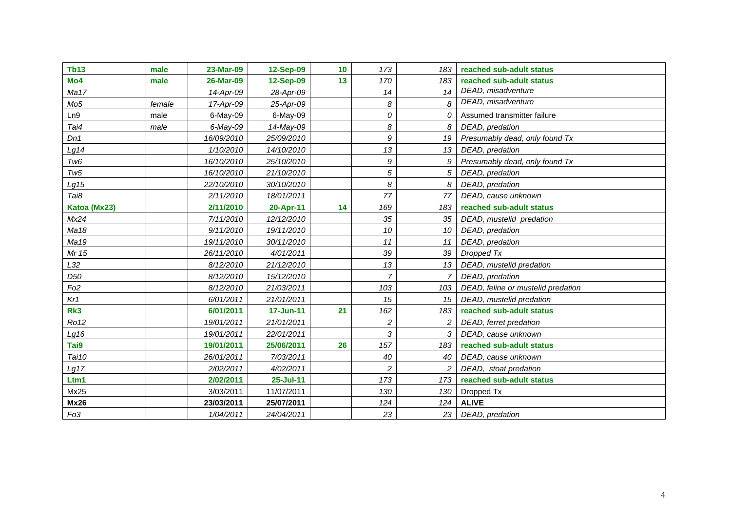| **Tb13** | **male** | **23-Mar-09** | **12-Sep-09** | **10** | *173* | *183* | **reached sub-adult status** |
|---|---|---|---|---|---|---|---|
| **Mo4** | **male** | **26-Mar-09** | **12-Sep-09** | **13** | *170* | *183* | **reached sub-adult status** |
| *Ma17* | | *14-Apr-09* | *28-Apr-09* | | *14* | *14* | *DEAD, misadventure* |
| *Mo5* | *female* | *17-Apr-09* | *25-Apr-09* | | *8* | *8* | *DEAD, misadventure* |
| Ln9 | male | 6-May-09 | 6-May-09 | | *0* | *0* | Assumed transmitter failure |
| *Tai4* | *male* | *6-May-09* | *14-May-09* | | *8* | *8* | *DEAD, predation* |
| *Dn1* | | *16/09/2010* | *25/09/2010* | | *9* | *19* | *Presumably dead, only found Tx* |
| *Lg14* | | *1/10/2010* | *14/10/2010* | | *13* | *13* | *DEAD, predation* |
| *Tw6* | | *16/10/2010* | *25/10/2010* | | *9* | *9* | *Presumably dead, only found Tx* |
| *Tw5* | | *16/10/2010* | *21/10/2010* | | *5* | *5* | *DEAD, predation* |
| *Lg15* | | *22/10/2010* | *30/10/2010* | | *8* | *8* | *DEAD, predation* |
| *Tai8* | | *2/11/2010* | *18/01/2011* | | *77* | *77* | *DEAD, cause unknown* |
| **Katoa (Mx23)** | | **2/11/2010** | **20-Apr-11** | **14** | *169* | *183* | **reached sub-adult status** |
| *Mx24* | | *7/11/2010* | *12/12/2010* | | *35* | *35* | *DEAD, mustelid predation* |
| *Ma18* | | *9/11/2010* | *19/11/2010* | | *10* | *10* | *DEAD, predation* |
| *Ma19* | | *19/11/2010* | *30/11/2010* | | *11* | *11* | *DEAD, predation* |
| *Mr 15* | | *26/11/2010* | *4/01/2011* | | *39* | *39* | *Dropped Tx* |
| *L32* | | *8/12/2010* | *21/12/2010* | | *13* | *13* | *DEAD, mustelid predation* |
| *D50* | | *8/12/2010* | *15/12/2010* | | *7* | *7* | *DEAD, predation* |
| *Fo2* | | *8/12/2010* | *21/03/2011* | | *103* | *103* | *DEAD, feline or mustelid predation* |
| *Kr1* | | *6/01/2011* | *21/01/2011* | | *15* | *15* | *DEAD, mustelid predation* |
| **Rk3** | | **6/01/2011** | **17-Jun-11** | **21** | *162* | *183* | **reached sub-adult status** |
| *Ro12* | | *19/01/2011* | *21/01/2011* | | *2* | *2* | *DEAD, ferret predation* |
| *Lg16* | | *19/01/2011* | *22/01/2011* | | *3* | *3* | *DEAD, cause unknown* |
| **Tai9** | | **19/01/2011** | **25/06/2011** | **26** | *157* | *183* | **reached sub-adult status** |
| *Tai10* | | *26/01/2011* | *7/03/2011* | | *40* | *40* | *DEAD, cause unknown* |
| *Lg17* | | *2/02/2011* | *4/02/2011* | | *2* | *2* | *DEAD, stoat predation* |
| **Ltm1** | | **2/02/2011** | **25-Jul-11** | | *173* | *173* | **reached sub-adult status** |
| Mx25 | | 3/03/2011 | 11/07/2011 | | 130 | 130 | Dropped Tx |
| **Mx26** | | **23/03/2011** | **25/07/2011** | | *124* | *124* | **ALIVE** |
| *Fo3* | | *1/04/2011* | *24/04/2011* | | *23* | *23* | *DEAD, predation* |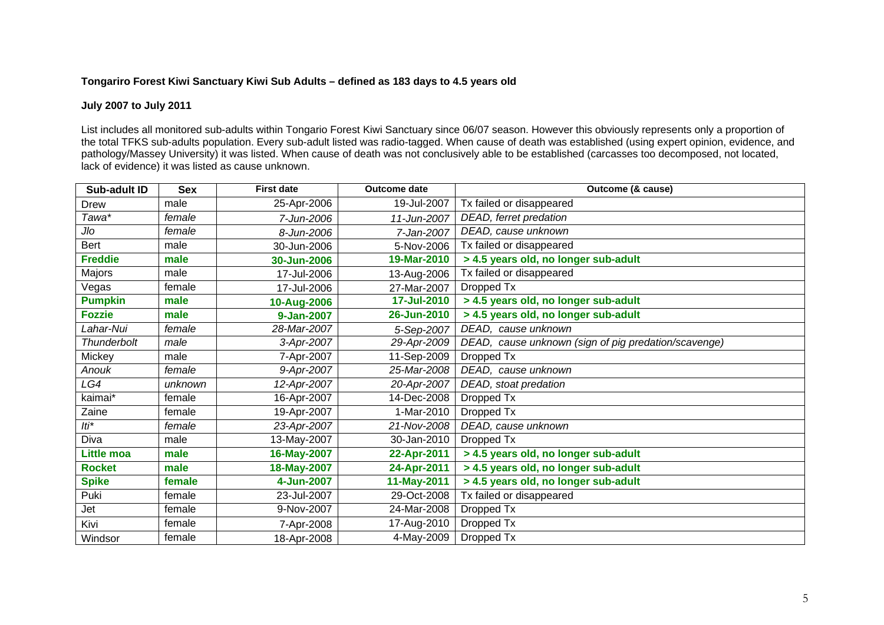**Tongariro Forest Kiwi Sanctuary Kiwi Sub Adults – defined as 183 days to 4.5 years old**

**July 2007 to July 2011**

List includes all monitored sub-adults within Tongario Forest Kiwi Sanctuary since 06/07 season. However this obviously represents only a proportion of the total TFKS sub-adults population. Every sub-adult listed was radio-tagged. When cause of death was established (using expert opinion, evidence, and pathology/Massey University) it was listed. When cause of death was not conclusively able to be established (carcasses too decomposed, not located, lack of evidence) it was listed as cause unknown.

| Sub-adult ID | Sex | First date | Outcome date | Outcome (& cause) |
|---|---|---|---|---|
| Drew | male | 25-Apr-2006 | 19-Jul-2007 | Tx failed or disappeared |
| *Tawa** | *female* | *7-Jun-2006* | *11-Jun-2007* | *DEAD, ferret predation* |
| *Jlo* | *female* | *8-Jun-2006* | *7-Jan-2007* | *DEAD, cause unknown* |
| Bert | male | 30-Jun-2006 | 5-Nov-2006 | Tx failed or disappeared |
| **Freddie** | **male** | **30-Jun-2006** | **19-Mar-2010** | **> 4.5 years old, no longer sub-adult** |
| Majors | male | 17-Jul-2006 | 13-Aug-2006 | Tx failed or disappeared |
| Vegas | female | 17-Jul-2006 | 27-Mar-2007 | Dropped Tx |
| **Pumpkin** | **male** | **10-Aug-2006** | **17-Jul-2010** | **> 4.5 years old, no longer sub-adult** |
| **Fozzie** | **male** | **9-Jan-2007** | **26-Jun-2010** | **> 4.5 years old, no longer sub-adult** |
| *Lahar-Nui* | *female* | *28-Mar-2007* | *5-Sep-2007* | *DEAD, cause unknown* |
| *Thunderbolt* | *male* | *3-Apr-2007* | *29-Apr-2009* | *DEAD, cause unknown (sign of pig predation/scavenge)* |
| Mickey | male | 7-Apr-2007 | 11-Sep-2009 | Dropped Tx |
| *Anouk* | *female* | *9-Apr-2007* | *25-Mar-2008* | *DEAD, cause unknown* |
| *LG4* | *unknown* | *12-Apr-2007* | *20-Apr-2007* | *DEAD, stoat predation* |
| kaimai* | female | 16-Apr-2007 | 14-Dec-2008 | Dropped Tx |
| Zaine | female | 19-Apr-2007 | 1-Mar-2010 | Dropped Tx |
| *Iti** | *female* | *23-Apr-2007* | *21-Nov-2008* | *DEAD, cause unknown* |
| Diva | male | 13-May-2007 | 30-Jan-2010 | Dropped Tx |
| **Little moa** | **male** | **16-May-2007** | **22-Apr-2011** | **> 4.5 years old, no longer sub-adult** |
| **Rocket** | **male** | **18-May-2007** | **24-Apr-2011** | **> 4.5 years old, no longer sub-adult** |
| **Spike** | **female** | **4-Jun-2007** | **11-May-2011** | **> 4.5 years old, no longer sub-adult** |
| Puki | female | 23-Jul-2007 | 29-Oct-2008 | Tx failed or disappeared |
| Jet | female | 9-Nov-2007 | 24-Mar-2008 | Dropped Tx |
| Kivi | female | 7-Apr-2008 | 17-Aug-2010 | Dropped Tx |
| Windsor | female | 18-Apr-2008 | 4-May-2009 | Dropped Tx |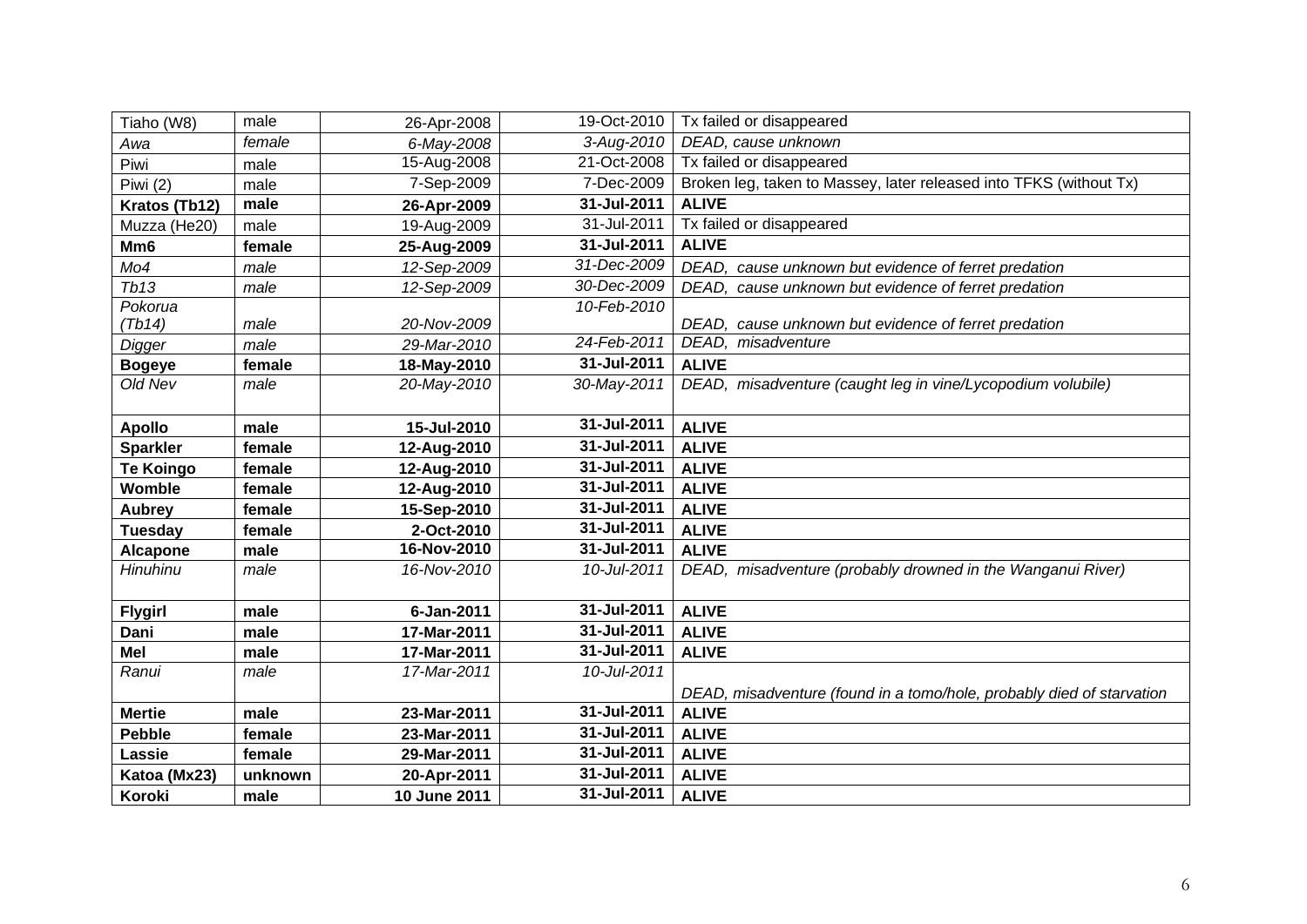| Tiaho (W8) | male | 26-Apr-2008 | 19-Oct-2010 | Tx failed or disappeared |
|---|---|---|---|---|
| *Awa* | *female* | *6-May-2008* | *3-Aug-2010* | *DEAD, cause unknown* |
| Piwi | male | 15-Aug-2008 | 21-Oct-2008 | Tx failed or disappeared |
| Piwi (2) | male | 7-Sep-2009 | 7-Dec-2009 | Broken leg, taken to Massey, later released into TFKS (without Tx) |
| **Kratos (Tb12)** | **male** | **26-Apr-2009** | **31-Jul-2011** | **ALIVE** |
| Muzza (He20) | male | 19-Aug-2009 | 31-Jul-2011 | Tx failed or disappeared |
| **Mm6** | **female** | **25-Aug-2009** | **31-Jul-2011** | **ALIVE** |
| *Mo4* | *male* | *12-Sep-2009* | *31-Dec-2009* | *DEAD, cause unknown but evidence of ferret predation* |
| *Tb13* | *male* | *12-Sep-2009* | *30-Dec-2009* | *DEAD, cause unknown but evidence of ferret predation* |
| *Pokorua (Tb14)* | *male* | *20-Nov-2009* | *10-Feb-2010* | *DEAD, cause unknown but evidence of ferret predation* |
| *Digger* | *male* | *29-Mar-2010* | *24-Feb-2011* | *DEAD, misadventure* |
| **Bogeye** | **female** | **18-May-2010** | **31-Jul-2011** | **ALIVE** |
| *Old Nev* | *male* | *20-May-2010* | *30-May-2011* | *DEAD, misadventure (caught leg in vine/Lycopodium volubile)* |
| **Apollo** | **male** | **15-Jul-2010** | **31-Jul-2011** | **ALIVE** |
| **Sparkler** | **female** | **12-Aug-2010** | **31-Jul-2011** | **ALIVE** |
| **Te Koingo** | **female** | **12-Aug-2010** | **31-Jul-2011** | **ALIVE** |
| **Womble** | **female** | **12-Aug-2010** | **31-Jul-2011** | **ALIVE** |
| **Aubrey** | **female** | **15-Sep-2010** | **31-Jul-2011** | **ALIVE** |
| **Tuesday** | **female** | **2-Oct-2010** | **31-Jul-2011** | **ALIVE** |
| **Alcapone** | **male** | **16-Nov-2010** | **31-Jul-2011** | **ALIVE** |
| *Hinuhinu* | *male* | *16-Nov-2010* | *10-Jul-2011* | *DEAD, misadventure (probably drowned in the Wanganui River)* |
| **Flygirl** | **male** | **6-Jan-2011** | **31-Jul-2011** | **ALIVE** |
| **Dani** | **male** | **17-Mar-2011** | **31-Jul-2011** | **ALIVE** |
| **Mel** | **male** | **17-Mar-2011** | **31-Jul-2011** | **ALIVE** |
| *Ranui* | *male* | *17-Mar-2011* | *10-Jul-2011* | *DEAD, misadventure (found in a tomo/hole, probably died of starvation* |
| **Mertie** | **male** | **23-Mar-2011** | **31-Jul-2011** | **ALIVE** |
| **Pebble** | **female** | **23-Mar-2011** | **31-Jul-2011** | **ALIVE** |
| **Lassie** | **female** | **29-Mar-2011** | **31-Jul-2011** | **ALIVE** |
| **Katoa (Mx23)** | **unknown** | **20-Apr-2011** | **31-Jul-2011** | **ALIVE** |
| **Koroki** | **male** | **10 June 2011** | **31-Jul-2011** | **ALIVE** |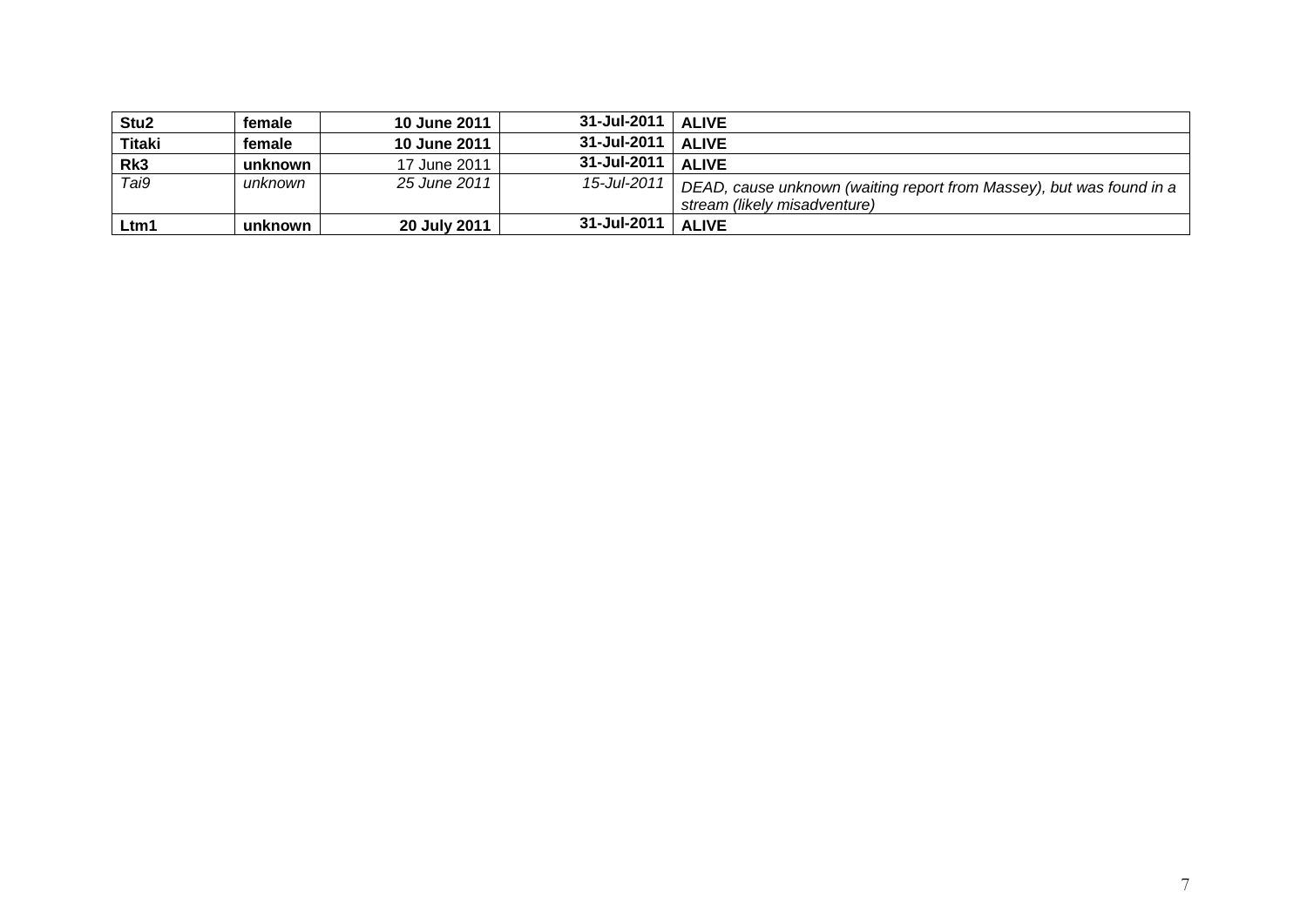| **Stu2** | **female** | **10 June 2011** | **31-Jul-2011** | **ALIVE** |
|---|---|---|---|---|
| **Titaki** | **female** | **10 June 2011** | **31-Jul-2011** | **ALIVE** |
| **Rk3** | **unknown** | 17 June 2011 | **31-Jul-2011** | **ALIVE** |
| *Tai9* | *unknown* | *25 June 2011* | *15-Jul-2011* | *DEAD, cause unknown (waiting report from Massey), but was found in a stream (likely misadventure)* |
| **Ltm1** | **unknown** | **20 July 2011** | **31-Jul-2011** | **ALIVE** |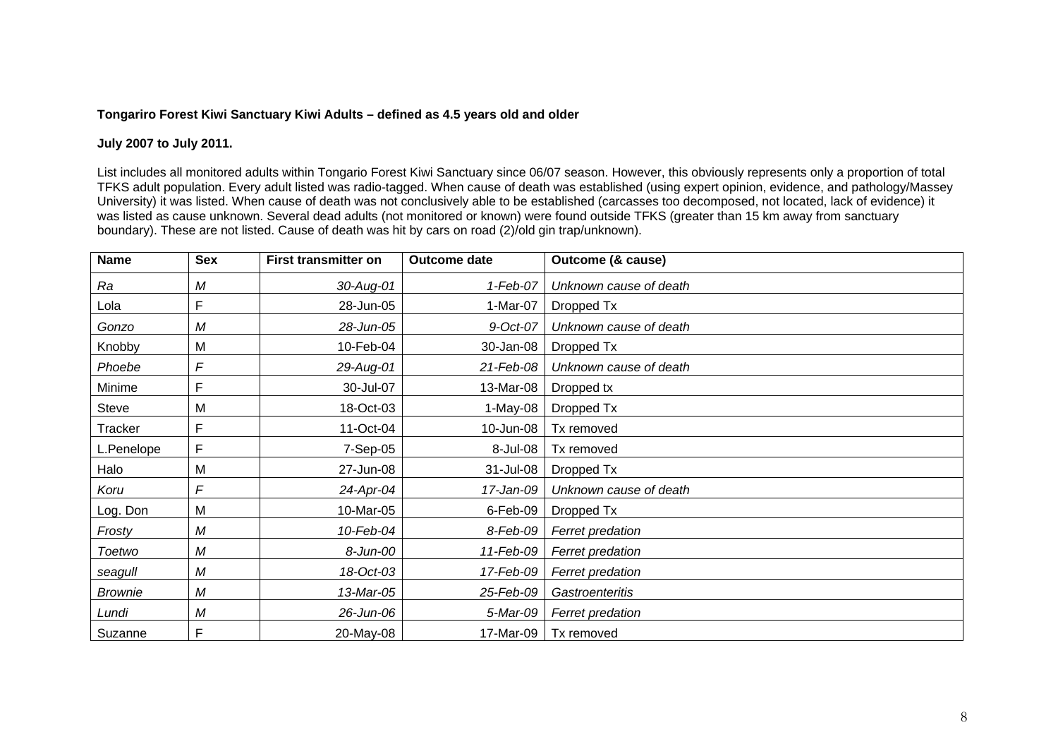**Tongariro Forest Kiwi Sanctuary Kiwi Adults – defined as 4.5 years old and older**

**July 2007 to July 2011.**

List includes all monitored adults within Tongario Forest Kiwi Sanctuary since 06/07 season. However, this obviously represents only a proportion of total TFKS adult population. Every adult listed was radio-tagged. When cause of death was established (using expert opinion, evidence, and pathology/Massey University) it was listed. When cause of death was not conclusively able to be established (carcasses too decomposed, not located, lack of evidence) it was listed as cause unknown. Several dead adults (not monitored or known) were found outside TFKS (greater than 15 km away from sanctuary boundary). These are not listed. Cause of death was hit by cars on road (2)/old gin trap/unknown).

| Name | Sex | First transmitter on | Outcome date | Outcome (& cause) |
|---|---|---|---|---|
| *Ra* | *M* | *30-Aug-01* | *1-Feb-07* | *Unknown cause of death* |
| Lola | F | 28-Jun-05 | 1-Mar-07 | Dropped Tx |
| *Gonzo* | *M* | *28-Jun-05* | *9-Oct-07* | *Unknown cause of death* |
| Knobby | M | 10-Feb-04 | 30-Jan-08 | Dropped Tx |
| *Phoebe* | *F* | *29-Aug-01* | *21-Feb-08* | *Unknown cause of death* |
| Minime | F | 30-Jul-07 | 13-Mar-08 | Dropped tx |
| Steve | M | 18-Oct-03 | 1-May-08 | Dropped Tx |
| Tracker | F | 11-Oct-04 | 10-Jun-08 | Tx removed |
| L.Penelope | F | 7-Sep-05 | 8-Jul-08 | Tx removed |
| Halo | M | 27-Jun-08 | 31-Jul-08 | Dropped Tx |
| *Koru* | *F* | *24-Apr-04* | *17-Jan-09* | *Unknown cause of death* |
| Log. Don | M | 10-Mar-05 | 6-Feb-09 | Dropped Tx |
| *Frosty* | *M* | *10-Feb-04* | *8-Feb-09* | *Ferret predation* |
| *Toetwo* | *M* | *8-Jun-00* | *11-Feb-09* | *Ferret predation* |
| *seagull* | *M* | *18-Oct-03* | *17-Feb-09* | *Ferret predation* |
| *Brownie* | *M* | *13-Mar-05* | *25-Feb-09* | *Gastroenteritis* |
| *Lundi* | *M* | *26-Jun-06* | *5-Mar-09* | *Ferret predation* |
| Suzanne | F | 20-May-08 | 17-Mar-09 | Tx removed |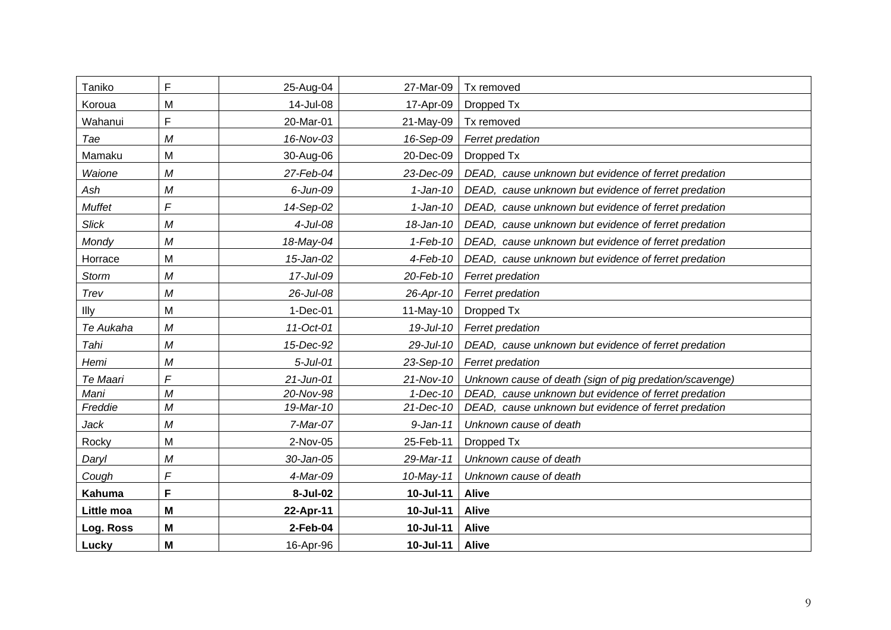| Taniko | F | 25-Aug-04 | 27-Mar-09 | Tx removed |
|---|---|---|---|---|
| Koroua | M | 14-Jul-08 | 17-Apr-09 | Dropped Tx |
| Wahanui | F | 20-Mar-01 | 21-May-09 | Tx removed |
| *Tae* | *M* | *16-Nov-03* | *16-Sep-09* | *Ferret predation* |
| Mamaku | M | 30-Aug-06 | 20-Dec-09 | Dropped Tx |
| *Waione* | *M* | *27-Feb-04* | *23-Dec-09* | *DEAD, cause unknown but evidence of ferret predation* |
| *Ash* | *M* | *6-Jun-09* | *1-Jan-10* | *DEAD, cause unknown but evidence of ferret predation* |
| *Muffet* | *F* | *14-Sep-02* | *1-Jan-10* | *DEAD, cause unknown but evidence of ferret predation* |
| *Slick* | *M* | *4-Jul-08* | *18-Jan-10* | *DEAD, cause unknown but evidence of ferret predation* |
| *Mondy* | *M* | *18-May-04* | *1-Feb-10* | *DEAD, cause unknown but evidence of ferret predation* |
| Horrace | M | *15-Jan-02* | *4-Feb-10* | *DEAD, cause unknown but evidence of ferret predation* |
| *Storm* | *M* | *17-Jul-09* | *20-Feb-10* | *Ferret predation* |
| *Trev* | *M* | *26-Jul-08* | *26-Apr-10* | *Ferret predation* |
| Illy | M | 1-Dec-01 | 11-May-10 | Dropped Tx |
| *Te Aukaha* | *M* | *11-Oct-01* | *19-Jul-10* | *Ferret predation* |
| *Tahi* | *M* | *15-Dec-92* | *29-Jul-10* | *DEAD, cause unknown but evidence of ferret predation* |
| *Hemi* | *M* | *5-Jul-01* | *23-Sep-10* | *Ferret predation* |
| *Te Maari* | *F* | *21-Jun-01* | *21-Nov-10* | *Unknown cause of death (sign of pig predation/scavenge)* |
| *Mani* | *M* | *20-Nov-98* | *1-Dec-10* | *DEAD, cause unknown but evidence of ferret predation* |
| *Freddie* | *M* | *19-Mar-10* | *21-Dec-10* | *DEAD, cause unknown but evidence of ferret predation* |
| *Jack* | *M* | *7-Mar-07* | *9-Jan-11* | *Unknown cause of death* |
| Rocky | M | 2-Nov-05 | 25-Feb-11 | Dropped Tx |
| *Daryl* | *M* | *30-Jan-05* | *29-Mar-11* | *Unknown cause of death* |
| *Cough* | *F* | *4-Mar-09* | *10-May-11* | *Unknown cause of death* |
| **Kahuma** | **F** | **8-Jul-02** | **10-Jul-11** | **Alive** |
| **Little moa** | **M** | **22-Apr-11** | **10-Jul-11** | **Alive** |
| **Log. Ross** | **M** | **2-Feb-04** | **10-Jul-11** | **Alive** |
| **Lucky** | **M** | 16-Apr-96 | **10-Jul-11** | **Alive** |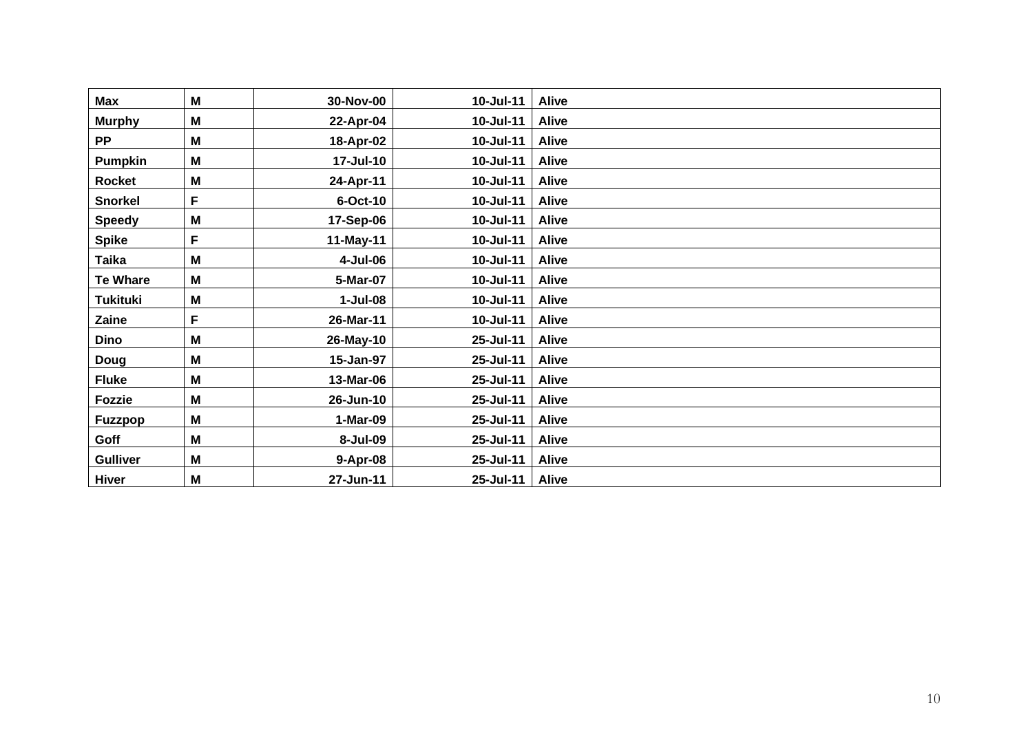| | | | | |
|---|---|---|---|---|
| Max | M | 30-Nov-00 | 10-Jul-11 | Alive |
| Murphy | M | 22-Apr-04 | 10-Jul-11 | Alive |
| PP | M | 18-Apr-02 | 10-Jul-11 | Alive |
| Pumpkin | M | 17-Jul-10 | 10-Jul-11 | Alive |
| Rocket | M | 24-Apr-11 | 10-Jul-11 | Alive |
| Snorkel | F | 6-Oct-10 | 10-Jul-11 | Alive |
| Speedy | M | 17-Sep-06 | 10-Jul-11 | Alive |
| Spike | F | 11-May-11 | 10-Jul-11 | Alive |
| Taika | M | 4-Jul-06 | 10-Jul-11 | Alive |
| Te Whare | M | 5-Mar-07 | 10-Jul-11 | Alive |
| Tukituki | M | 1-Jul-08 | 10-Jul-11 | Alive |
| Zaine | F | 26-Mar-11 | 10-Jul-11 | Alive |
| Dino | M | 26-May-10 | 25-Jul-11 | Alive |
| Doug | M | 15-Jan-97 | 25-Jul-11 | Alive |
| Fluke | M | 13-Mar-06 | 25-Jul-11 | Alive |
| Fozzie | M | 26-Jun-10 | 25-Jul-11 | Alive |
| Fuzzpop | M | 1-Mar-09 | 25-Jul-11 | Alive |
| Goff | M | 8-Jul-09 | 25-Jul-11 | Alive |
| Gulliver | M | 9-Apr-08 | 25-Jul-11 | Alive |
| Hiver | M | 27-Jun-11 | 25-Jul-11 | Alive |